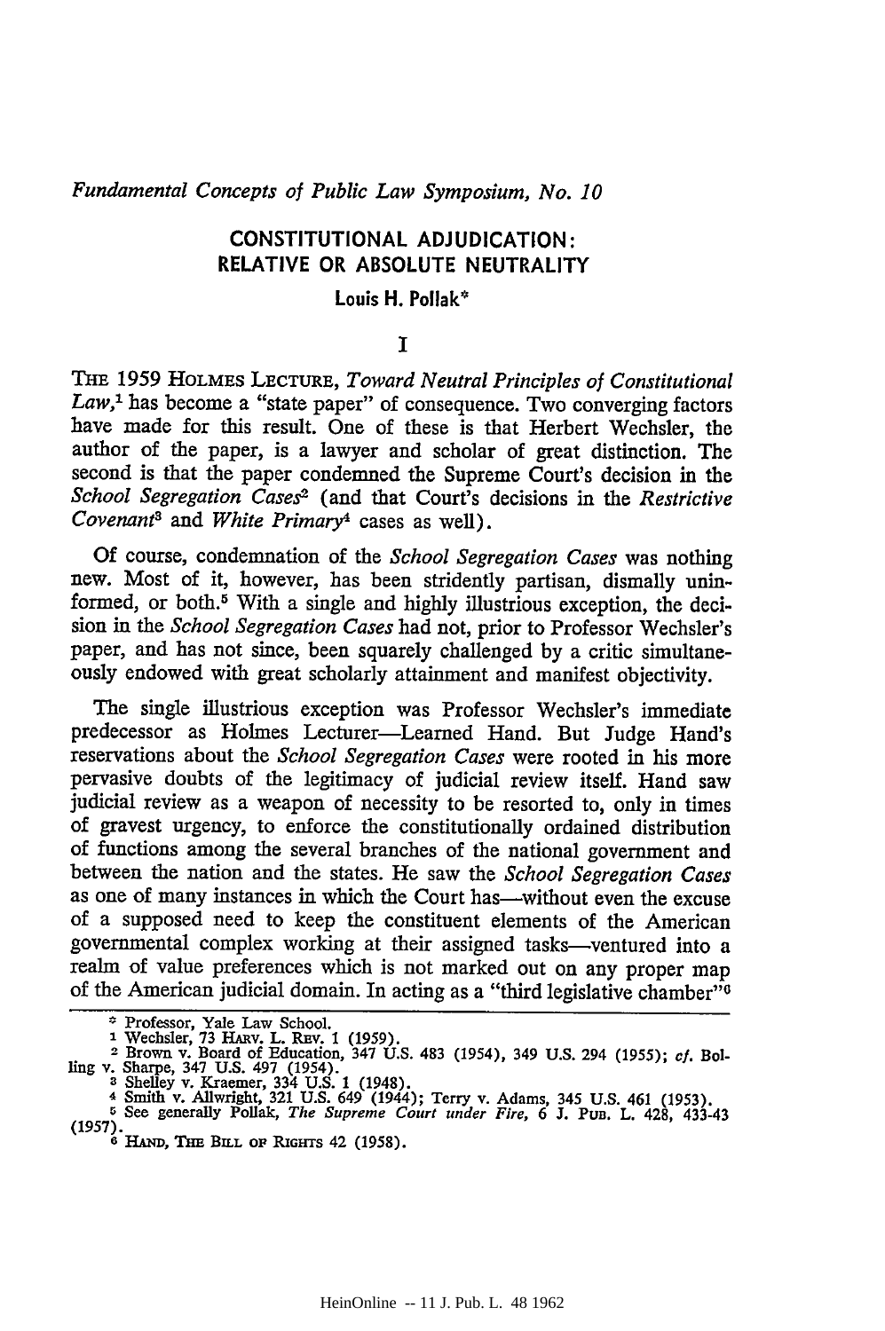*Fundamental Concepts of Public Law Symposium, No. 10*

# CONSTITUTIONAL ADJUDICATION: RELATIVE OR ABSOLUTE NEUTRALITY

**Louis H. Pollak***

## I

THE 1959 HOLMES LECTURE, *Toward Neutral Principles of Constitutional Law*,[1] has become a "state paper" of consequence. Two converging factors have made for this result. One of these is that Herbert Wechsler, the author of the paper, is a lawyer and scholar of great distinction. The second is that the paper condemned the Supreme Court's decision in the *School Segregation Cases*[2] (and that Court's decisions in the *Restrictive Covenant*[3] and *White Primary*[4] cases as well).

Of course, condemnation of the *School Segregation Cases* was nothing new. Most of it, however, has been stridently partisan, dismally uninformed, or both.[5] With a single and highly illustrious exception, the decision in the *School Segregation Cases* had not, prior to Professor Wechsler's paper, and has not since, been squarely challenged by a critic simultaneously endowed with great scholarly attainment and manifest objectivity.

The single illustrious exception was Professor Wechsler's immediate predecessor as Holmes Lecturer—Learned Hand. But Judge Hand's reservations about the *School Segregation Cases* were rooted in his more pervasive doubts of the legitimacy of judicial review itself. Hand saw judicial review as a weapon of necessity to be resorted to, only in times of gravest urgency, to enforce the constitutionally ordained distribution of functions among the several branches of the national government and between the nation and the states. He saw the *School Segregation Cases* as one of many instances in which the Court has—without even the excuse of a supposed need to keep the constituent elements of the American governmental complex working at their assigned tasks—ventured into a realm of value preferences which is not marked out on any proper map of the American judicial domain. In acting as a "third legislative chamber"[6]

---

\* Professor, Yale Law School.

1 Wechsler, 73 HARV. L. REV. 1 (1959).

2 Brown v. Board of Education, 347 U.S. 483 (1954), 349 U.S. 294 (1955); *cf.* Bolling v. Sharpe, 347 U.S. 497 (1954).

3 Shelley v. Kraemer, 334 U.S. 1 (1948).

4 Smith v. Allwright, 321 U.S. 649 (1944); Terry v. Adams, 345 U.S. 461 (1953).

5 See generally Pollak, *The Supreme Court under Fire*, 6 J. PUB. L. 428, 433-43 (1957).

6 HAND, THE BILL OF RIGHTS 42 (1958).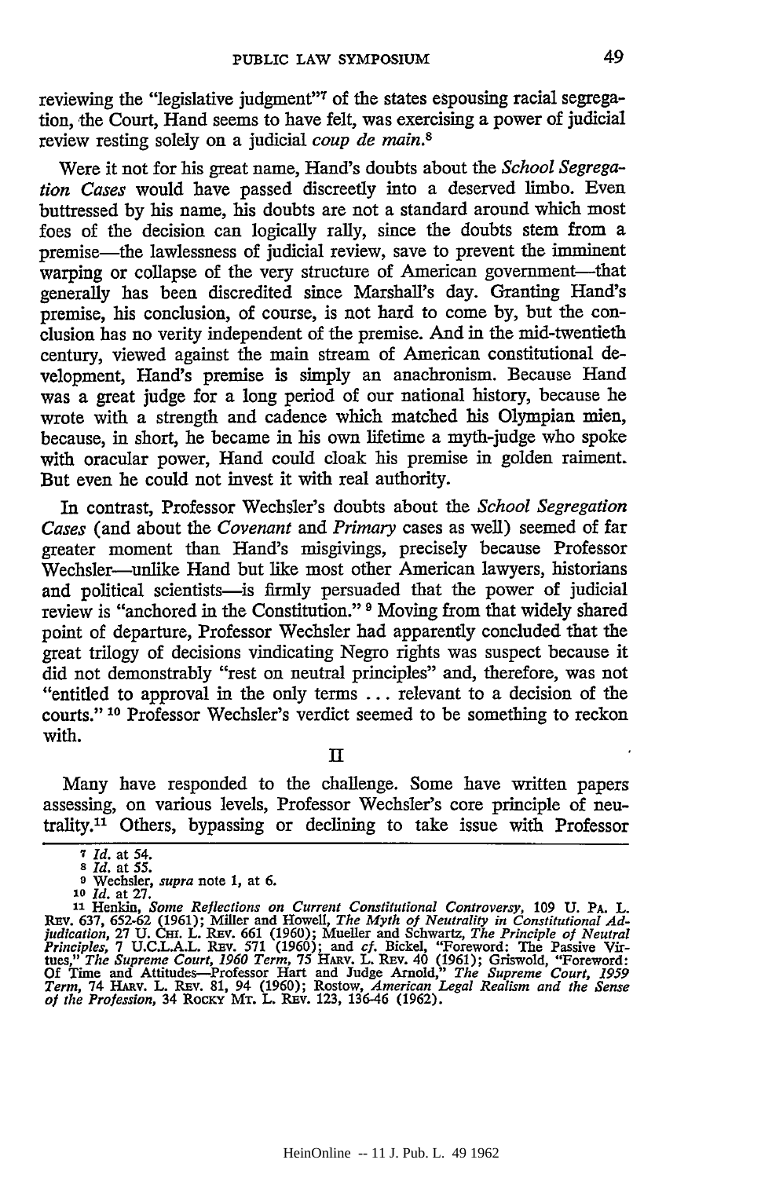reviewing the "legislative judgment"[7] of the states espousing racial segregation, the Court, Hand seems to have felt, was exercising a power of judicial review resting solely on a judicial *coup de main*.[8]

Were it not for his great name, Hand's doubts about the *School Segregation Cases* would have passed discreetly into a deserved limbo. Even buttressed by his name, his doubts are not a standard around which most foes of the decision can logically rally, since the doubts stem from a premise—the lawlessness of judicial review, save to prevent the imminent warping or collapse of the very structure of American government—that generally has been discredited since Marshall's day. Granting Hand's premise, his conclusion, of course, is not hard to come by, but the conclusion has no verity independent of the premise. And in the mid-twentieth century, viewed against the main stream of American constitutional development, Hand's premise is simply an anachronism. Because Hand was a great judge for a long period of our national history, because he wrote with a strength and cadence which matched his Olympian mien, because, in short, he became in his own lifetime a myth-judge who spoke with oracular power, Hand could cloak his premise in golden raiment. But even he could not invest it with real authority.

In contrast, Professor Wechsler's doubts about the *School Segregation Cases* (and about the *Covenant* and *Primary* cases as well) seemed of far greater moment than Hand's misgivings, precisely because Professor Wechsler—unlike Hand but like most other American lawyers, historians and political scientists—is firmly persuaded that the power of judicial review is "anchored in the Constitution." [9] Moving from that widely shared point of departure, Professor Wechsler had apparently concluded that the great trilogy of decisions vindicating Negro rights was suspect because it did not demonstrably "rest on neutral principles" and, therefore, was not "entitled to approval in the only terms . . . relevant to a decision of the courts." [10] Professor Wechsler's verdict seemed to be something to reckon with.

## II

Many have responded to the challenge. Some have written papers assessing, on various levels, Professor Wechsler's core principle of neutrality.[11] Others, bypassing or declining to take issue with Professor

---

[7] *Id.* at 54.

[8] *Id.* at 55.

[9] Wechsler, *supra* note 1, at 6.

[10] *Id.* at 27.

[11] Henkin, *Some Reflections on Current Constitutional Controversy*, 109 U. Pa. L. Rev. 637, 652-62 (1961); Miller and Howell, *The Myth of Neutrality in Constitutional Adjudication*, 27 U. Chi. L. Rev. 661 (1960); Mueller and Schwartz, *The Principle of Neutral Principles*, 7 U.C.L.A.L. Rev. 571 (1960); and *cf.* Bickel, "Foreword: The Passive Virtues," *The Supreme Court, 1960 Term*, 75 Harv. L. Rev. 40 (1961); Griswold, "Foreword: Of Time and Attitudes—Professor Hart and Judge Arnold," *The Supreme Court, 1959 Term*, 74 Harv. L. Rev. 81, 94 (1960); Rostow, *American Legal Realism and the Sense of the Profession*, 34 Rocky Mt. L. Rev. 123, 136-46 (1962).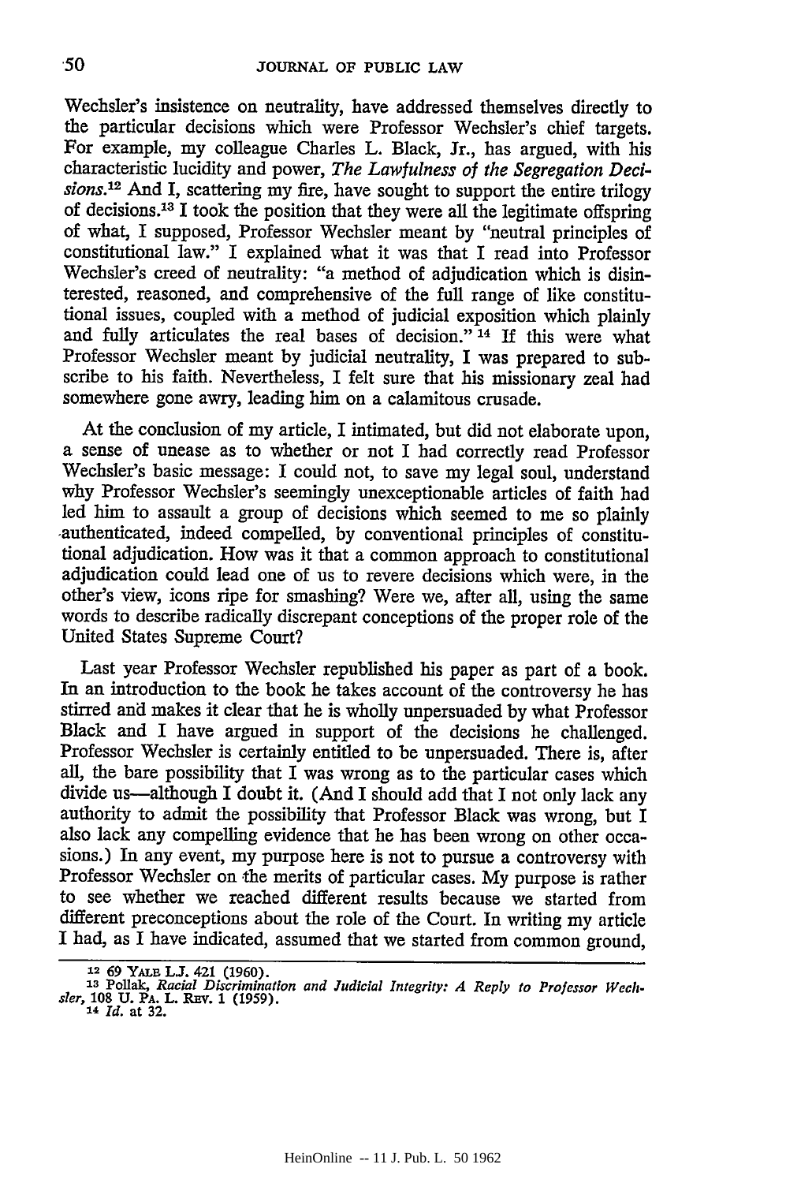Wechsler's insistence on neutrality, have addressed themselves directly to the particular decisions which were Professor Wechsler's chief targets. For example, my colleague Charles L. Black, Jr., has argued, with his characteristic lucidity and power, *The Lawfulness of the Segregation Decisions*.[12] And I, scattering my fire, have sought to support the entire trilogy of decisions.[13] I took the position that they were all the legitimate offspring of what, I supposed, Professor Wechsler meant by "neutral principles of constitutional law." I explained what it was that I read into Professor Wechsler's creed of neutrality: "a method of adjudication which is disinterested, reasoned, and comprehensive of the full range of like constitutional issues, coupled with a method of judicial exposition which plainly and fully articulates the real bases of decision."[14] If this were what Professor Wechsler meant by judicial neutrality, I was prepared to subscribe to his faith. Nevertheless, I felt sure that his missionary zeal had somewhere gone awry, leading him on a calamitous crusade.

At the conclusion of my article, I intimated, but did not elaborate upon, a sense of unease as to whether or not I had correctly read Professor Wechsler's basic message: I could not, to save my legal soul, understand why Professor Wechsler's seemingly unexceptionable articles of faith had led him to assault a group of decisions which seemed to me so plainly authenticated, indeed compelled, by conventional principles of constitutional adjudication. How was it that a common approach to constitutional adjudication could lead one of us to revere decisions which were, in the other's view, icons ripe for smashing? Were we, after all, using the same words to describe radically discrepant conceptions of the proper role of the United States Supreme Court?

Last year Professor Wechsler republished his paper as part of a book. In an introduction to the book he takes account of the controversy he has stirred and makes it clear that he is wholly unpersuaded by what Professor Black and I have argued in support of the decisions he challenged. Professor Wechsler is certainly entitled to be unpersuaded. There is, after all, the bare possibility that I was wrong as to the particular cases which divide us—although I doubt it. (And I should add that I not only lack any authority to admit the possibility that Professor Black was wrong, but I also lack any compelling evidence that he has been wrong on other occasions.) In any event, my purpose here is not to pursue a controversy with Professor Wechsler on the merits of particular cases. My purpose is rather to see whether we reached different results because we started from different preconceptions about the role of the Court. In writing my article I had, as I have indicated, assumed that we started from common ground,

---

[12] 69 YALE L.J. 421 (1960).

[13] Pollak, *Racial Discrimination and Judicial Integrity: A Reply to Professor Wechsler*, 108 U. PA. L. REV. 1 (1959).

[14] *Id.* at 32.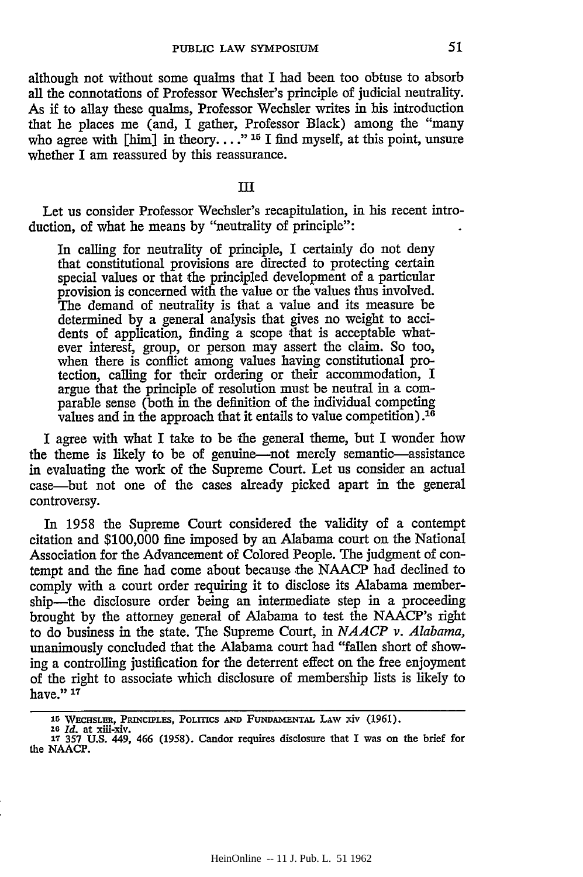although not without some qualms that I had been too obtuse to absorb all the connotations of Professor Wechsler's principle of judicial neutrality. As if to allay these qualms, Professor Wechsler writes in his introduction that he places me (and, I gather, Professor Black) among the "many who agree with [him] in theory. . . ."[15] I find myself, at this point, unsure whether I am reassured by this reassurance.

## III

Let us consider Professor Wechsler's recapitulation, in his recent introduction, of what he means by "neutrality of principle":

> In calling for neutrality of principle, I certainly do not deny that constitutional provisions are directed to protecting certain special values or that the principled development of a particular provision is concerned with the value or the values thus involved. The demand of neutrality is that a value and its measure be determined by a general analysis that gives no weight to accidents of application, finding a scope that is acceptable whatever interest, group, or person may assert the claim. So too, when there is conflict among values having constitutional protection, calling for their ordering or their accommodation, I argue that the principle of resolution must be neutral in a comparable sense (both in the definition of the individual competing values and in the approach that it entails to value competition).[16]

I agree with what I take to be the general theme, but I wonder how the theme is likely to be of genuine—not merely semantic—assistance in evaluating the work of the Supreme Court. Let us consider an actual case—but not one of the cases already picked apart in the general controversy.

In 1958 the Supreme Court considered the validity of a contempt citation and $100,000 fine imposed by an Alabama court on the National Association for the Advancement of Colored People. The judgment of contempt and the fine had come about because the NAACP had declined to comply with a court order requiring it to disclose its Alabama membership—the disclosure order being an intermediate step in a proceeding brought by the attorney general of Alabama to test the NAACP's right to do business in the state. The Supreme Court, in *NAACP v. Alabama*, unanimously concluded that the Alabama court had "fallen short of showing a controlling justification for the deterrent effect on the free enjoyment of the right to associate which disclosure of membership lists is likely to have."[17]

---

[15] WECHSLER, PRINCIPLES, POLITICS AND FUNDAMENTAL LAW xiv (1961).

[16] *Id.* at xiii-xiv.

[17] 357 U.S. 449, 466 (1958). Candor requires disclosure that I was on the brief for the NAACP.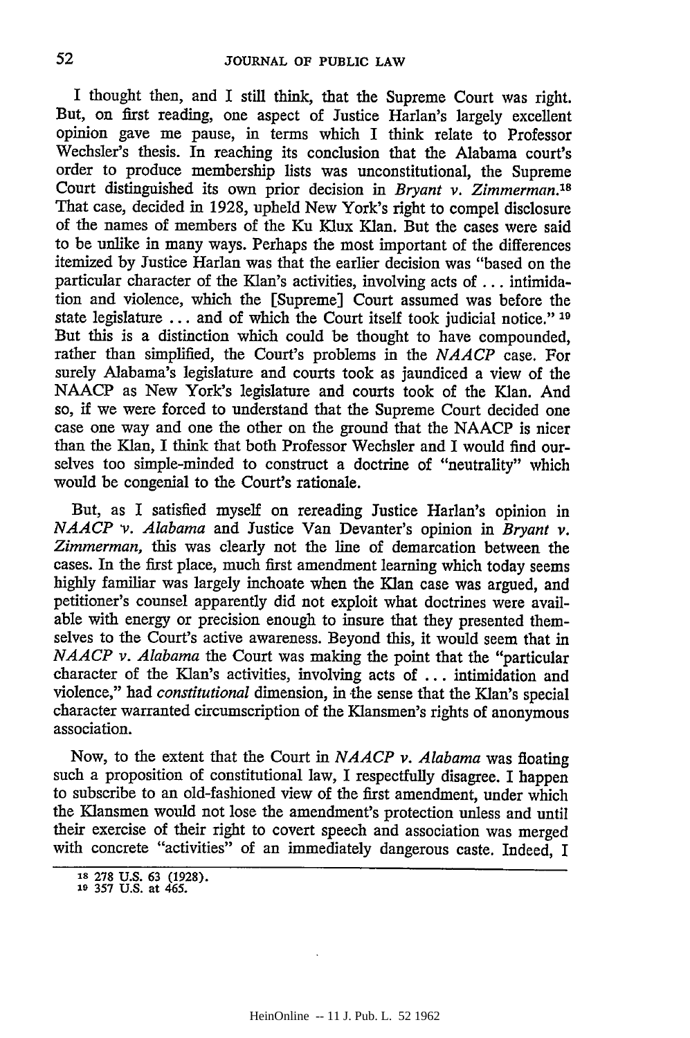I thought then, and I still think, that the Supreme Court was right. But, on first reading, one aspect of Justice Harlan's largely excellent opinion gave me pause, in terms which I think relate to Professor Wechsler's thesis. In reaching its conclusion that the Alabama court's order to produce membership lists was unconstitutional, the Supreme Court distinguished its own prior decision in *Bryant v. Zimmerman*.[18] That case, decided in 1928, upheld New York's right to compel disclosure of the names of members of the Ku Klux Klan. But the cases were said to be unlike in many ways. Perhaps the most important of the differences itemized by Justice Harlan was that the earlier decision was "based on the particular character of the Klan's activities, involving acts of ... intimidation and violence, which the [Supreme] Court assumed was before the state legislature ... and of which the Court itself took judicial notice." [19] But this is a distinction which could be thought to have compounded, rather than simplified, the Court's problems in the *NAACP* case. For surely Alabama's legislature and courts took as jaundiced a view of the NAACP as New York's legislature and courts took of the Klan. And so, if we were forced to understand that the Supreme Court decided one case one way and one the other on the ground that the NAACP is nicer than the Klan, I think that both Professor Wechsler and I would find ourselves too simple-minded to construct a doctrine of "neutrality" which would be congenial to the Court's rationale.

But, as I satisfied myself on rereading Justice Harlan's opinion in *NAACP v. Alabama* and Justice Van Devanter's opinion in *Bryant v. Zimmerman*, this was clearly not the line of demarcation between the cases. In the first place, much first amendment learning which today seems highly familiar was largely inchoate when the Klan case was argued, and petitioner's counsel apparently did not exploit what doctrines were available with energy or precision enough to insure that they presented themselves to the Court's active awareness. Beyond this, it would seem that in *NAACP v. Alabama* the Court was making the point that the "particular character of the Klan's activities, involving acts of ... intimidation and violence," had *constitutional* dimension, in the sense that the Klan's special character warranted circumscription of the Klansmen's rights of anonymous association.

Now, to the extent that the Court in *NAACP v. Alabama* was floating such a proposition of constitutional law, I respectfully disagree. I happen to subscribe to an old-fashioned view of the first amendment, under which the Klansmen would not lose the amendment's protection unless and until their exercise of their right to covert speech and association was merged with concrete "activities" of an immediately dangerous caste. Indeed, I

[18] 278 U.S. 63 (1928).
[19] 357 U.S. at 465.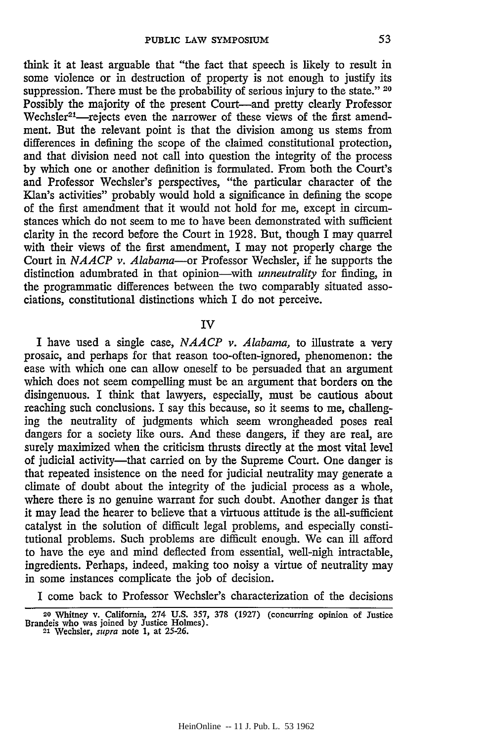think it at least arguable that "the fact that speech is likely to result in some violence or in destruction of property is not enough to justify its suppression. There must be the probability of serious injury to the state." [20] Possibly the majority of the present Court—and pretty clearly Professor Wechsler[21]—rejects even the narrower of these views of the first amendment. But the relevant point is that the division among us stems from differences in defining the scope of the claimed constitutional protection, and that division need not call into question the integrity of the process by which one or another definition is formulated. From both the Court's and Professor Wechsler's perspectives, "the particular character of the Klan's activities" probably would hold a significance in defining the scope of the first amendment that it would not hold for me, except in circumstances which do not seem to me to have been demonstrated with sufficient clarity in the record before the Court in 1928. But, though I may quarrel with their views of the first amendment, I may not properly charge the Court in *NAACP v. Alabama*—or Professor Wechsler, if he supports the distinction adumbrated in that opinion—with *unneutrality* for finding, in the programmatic differences between the two comparably situated associations, constitutional distinctions which I do not perceive.

## IV

I have used a single case, *NAACP v. Alabama,* to illustrate a very prosaic, and perhaps for that reason too-often-ignored, phenomenon: the ease with which one can allow oneself to be persuaded that an argument which does not seem compelling must be an argument that borders on the disingenuous. I think that lawyers, especially, must be cautious about reaching such conclusions. I say this because, so it seems to me, challenging the neutrality of judgments which seem wrongheaded poses real dangers for a society like ours. And these dangers, if they are real, are surely maximized when the criticism thrusts directly at the most vital level of judicial activity—that carried on by the Supreme Court. One danger is that repeated insistence on the need for judicial neutrality may generate a climate of doubt about the integrity of the judicial process as a whole, where there is no genuine warrant for such doubt. Another danger is that it may lead the hearer to believe that a virtuous attitude is the all-sufficient catalyst in the solution of difficult legal problems, and especially constitutional problems. Such problems are difficult enough. We can ill afford to have the eye and mind deflected from essential, well-nigh intractable, ingredients. Perhaps, indeed, making too noisy a virtue of neutrality may in some instances complicate the job of decision.

I come back to Professor Wechsler's characterization of the decisions

---

[20] Whitney v. California, 274 U.S. 357, 378 (1927) (concurring opinion of Justice Brandeis who was joined by Justice Holmes).

[21] Wechsler, *supra* note 1, at 25-26.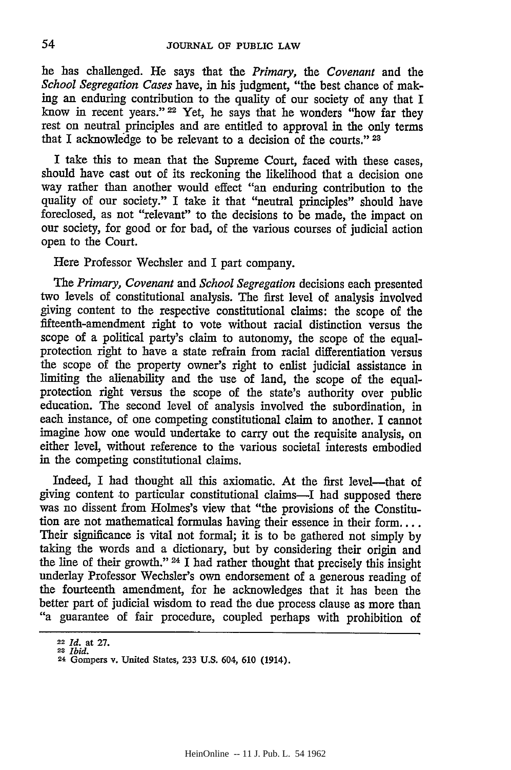he has challenged. He says that the *Primary*, the *Covenant* and the *School Segregation Cases* have, in his judgment, "the best chance of making an enduring contribution to the quality of our society of any that I know in recent years."[22] Yet, he says that he wonders "how far they rest on neutral principles and are entitled to approval in the only terms that I acknowledge to be relevant to a decision of the courts."[23]

I take this to mean that the Supreme Court, faced with these cases, should have cast out of its reckoning the likelihood that a decision one way rather than another would effect "an enduring contribution to the quality of our society." I take it that "neutral principles" should have foreclosed, as not "relevant" to the decisions to be made, the impact on our society, for good or for bad, of the various courses of judicial action open to the Court.

Here Professor Wechsler and I part company.

The *Primary*, *Covenant* and *School Segregation* decisions each presented two levels of constitutional analysis. The first level of analysis involved giving content to the respective constitutional claims: the scope of the fifteenth-amendment right to vote without racial distinction versus the scope of a political party's claim to autonomy, the scope of the equal-protection right to have a state refrain from racial differentiation versus the scope of the property owner's right to enlist judicial assistance in limiting the alienability and the use of land, the scope of the equal-protection right versus the scope of the state's authority over public education. The second level of analysis involved the subordination, in each instance, of one competing constitutional claim to another. I cannot imagine how one would undertake to carry out the requisite analysis, on either level, without reference to the various societal interests embodied in the competing constitutional claims.

Indeed, I had thought all this axiomatic. At the first level—that of giving content to particular constitutional claims—I had supposed there was no dissent from Holmes's view that "the provisions of the Constitution are not mathematical formulas having their essence in their form. . . . Their significance is vital not formal; it is to be gathered not simply by taking the words and a dictionary, but by considering their origin and the line of their growth."[24] I had rather thought that precisely this insight underlay Professor Wechsler's own endorsement of a generous reading of the fourteenth amendment, for he acknowledges that it has been the better part of judicial wisdom to read the due process clause as more than "a guarantee of fair procedure, coupled perhaps with prohibition of

---

[22] *Id.* at 27.

[23] *Ibid.*

[24] Gompers v. United States, 233 U.S. 604, 610 (1914).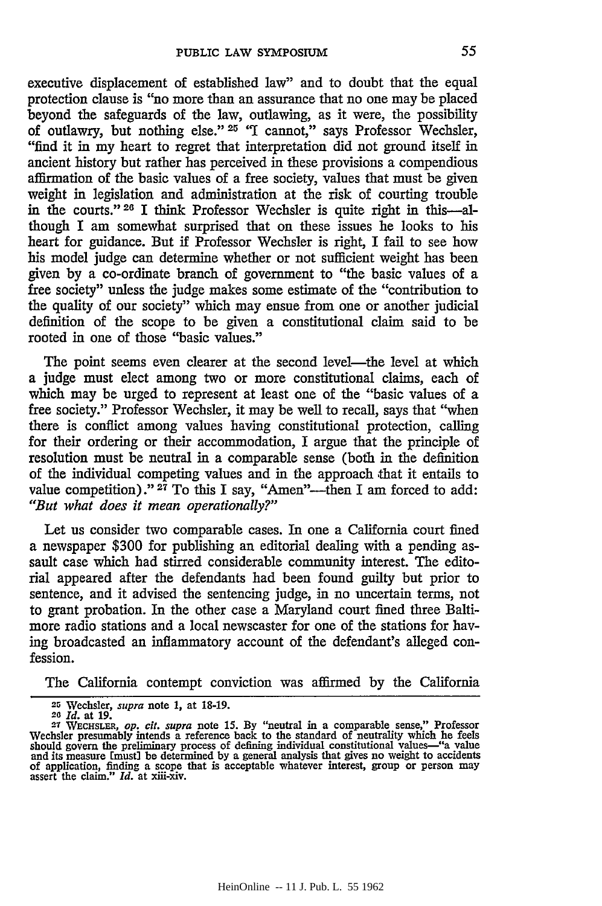executive displacement of established law" and to doubt that the equal protection clause is "no more than an assurance that no one may be placed beyond the safeguards of the law, outlawing, as it were, the possibility of outlawry, but nothing else." [25] "I cannot," says Professor Wechsler, "find it in my heart to regret that interpretation did not ground itself in ancient history but rather has perceived in these provisions a compendious affirmation of the basic values of a free society, values that must be given weight in legislation and administration at the risk of courting trouble in the courts." [26] I think Professor Wechsler is quite right in this—although I am somewhat surprised that on these issues he looks to his heart for guidance. But if Professor Wechsler is right, I fail to see how his model judge can determine whether or not sufficient weight has been given by a co-ordinate branch of government to "the basic values of a free society" unless the judge makes some estimate of the "contribution to the quality of our society" which may ensue from one or another judicial definition of the scope to be given a constitutional claim said to be rooted in one of those "basic values."

The point seems even clearer at the second level—the level at which a judge must elect among two or more constitutional claims, each of which may be urged to represent at least one of the "basic values of a free society." Professor Wechsler, it may be well to recall, says that "when there is conflict among values having constitutional protection, calling for their ordering or their accommodation, I argue that the principle of resolution must be neutral in a comparable sense (both in the definition of the individual competing values and in the approach that it entails to value competition)." [27] To this I say, "Amen"—then I am forced to add: *"But what does it mean operationally?"*

Let us consider two comparable cases. In one a California court fined a newspaper $300 for publishing an editorial dealing with a pending assault case which had stirred considerable community interest. The editorial appeared after the defendants had been found guilty but prior to sentence, and it advised the sentencing judge, in no uncertain terms, not to grant probation. In the other case a Maryland court fined three Baltimore radio stations and a local newscaster for one of the stations for having broadcasted an inflammatory account of the defendant's alleged confession.

The California contempt conviction was affirmed by the California

---

[25] Wechsler, *supra* note 1, at 18-19.

[26] *Id.* at 19.

[27] WECHSLER, *op. cit. supra* note 15. By "neutral in a comparable sense," Professor Wechsler presumably intends a reference back to the standard of neutrality which he feels should govern the preliminary process of defining individual constitutional values—"a value and its measure [must] be determined by a general analysis that gives no weight to accidents of application, finding a scope that is acceptable whatever interest, group or person may assert the claim." *Id.* at xiii-xiv.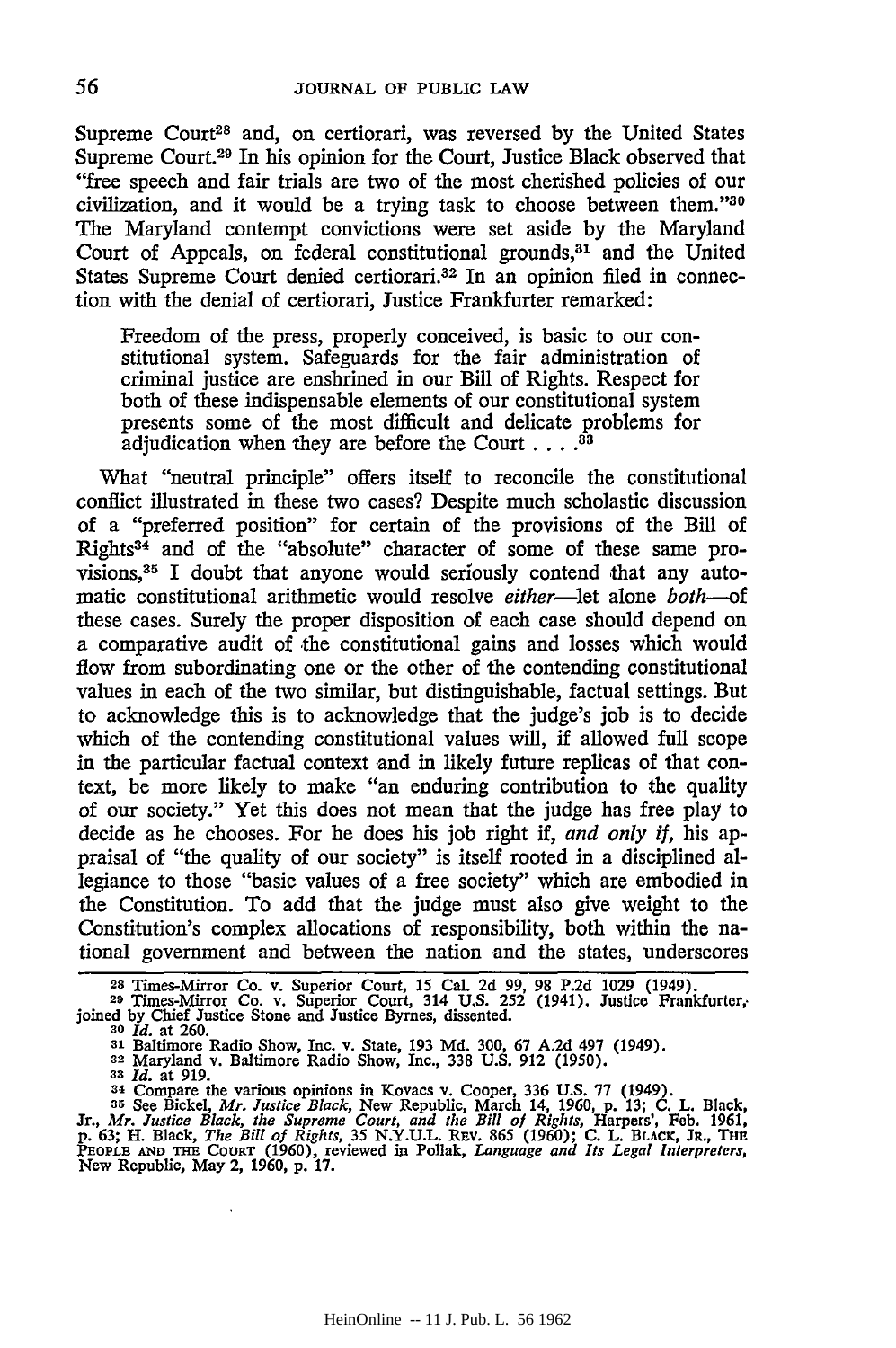Supreme Court[28] and, on certiorari, was reversed by the United States Supreme Court.[29] In his opinion for the Court, Justice Black observed that "free speech and fair trials are two of the most cherished policies of our civilization, and it would be a trying task to choose between them."[30] The Maryland contempt convictions were set aside by the Maryland Court of Appeals, on federal constitutional grounds,[31] and the United States Supreme Court denied certiorari.[32] In an opinion filed in connection with the denial of certiorari, Justice Frankfurter remarked:

> Freedom of the press, properly conceived, is basic to our constitutional system. Safeguards for the fair administration of criminal justice are enshrined in our Bill of Rights. Respect for both of these indispensable elements of our constitutional system presents some of the most difficult and delicate problems for adjudication when they are before the Court . . . .[33]

What "neutral principle" offers itself to reconcile the constitutional conflict illustrated in these two cases? Despite much scholastic discussion of a "preferred position" for certain of the provisions of the Bill of Rights[34] and of the "absolute" character of some of these same provisions,[35] I doubt that anyone would seriously contend that any automatic constitutional arithmetic would resolve *either*—let alone *both*—of these cases. Surely the proper disposition of each case should depend on a comparative audit of the constitutional gains and losses which would flow from subordinating one or the other of the contending constitutional values in each of the two similar, but distinguishable, factual settings. But to acknowledge this is to acknowledge that the judge's job is to decide which of the contending constitutional values will, if allowed full scope in the particular factual context and in likely future replicas of that context, be more likely to make "an enduring contribution to the quality of our society." Yet this does not mean that the judge has free play to decide as he chooses. For he does his job right if, *and only if*, his appraisal of "the quality of our society" is itself rooted in a disciplined allegiance to those "basic values of a free society" which are embodied in the Constitution. To add that the judge must also give weight to the Constitution's complex allocations of responsibility, both within the national government and between the nation and the states, underscores

---

28 Times-Mirror Co. v. Superior Court, 15 Cal. 2d 99, 98 P.2d 1029 (1949).

29 Times-Mirror Co. v. Superior Court, 314 U.S. 252 (1941). Justice Frankfurter, joined by Chief Justice Stone and Justice Byrnes, dissented.

30 *Id.* at 260.

31 Baltimore Radio Show, Inc. v. State, 193 Md. 300, 67 A.2d 497 (1949).

32 Maryland v. Baltimore Radio Show, Inc., 338 U.S. 912 (1950).

33 *Id.* at 919.

34 Compare the various opinions in Kovacs v. Cooper, 336 U.S. 77 (1949).

35 See Bickel, *Mr. Justice Black*, New Republic, March 14, 1960, p. 13; C. L. Black, Jr., *Mr. Justice Black, the Supreme Court, and the Bill of Rights*, Harpers', Feb. 1961, p. 63; H. Black, *The Bill of Rights*, 35 N.Y.U.L. Rev. 865 (1960); C. L. Black, Jr., The People and the Court (1960), reviewed in Pollak, *Language and Its Legal Interpreters*, New Republic, May 2, 1960, p. 17.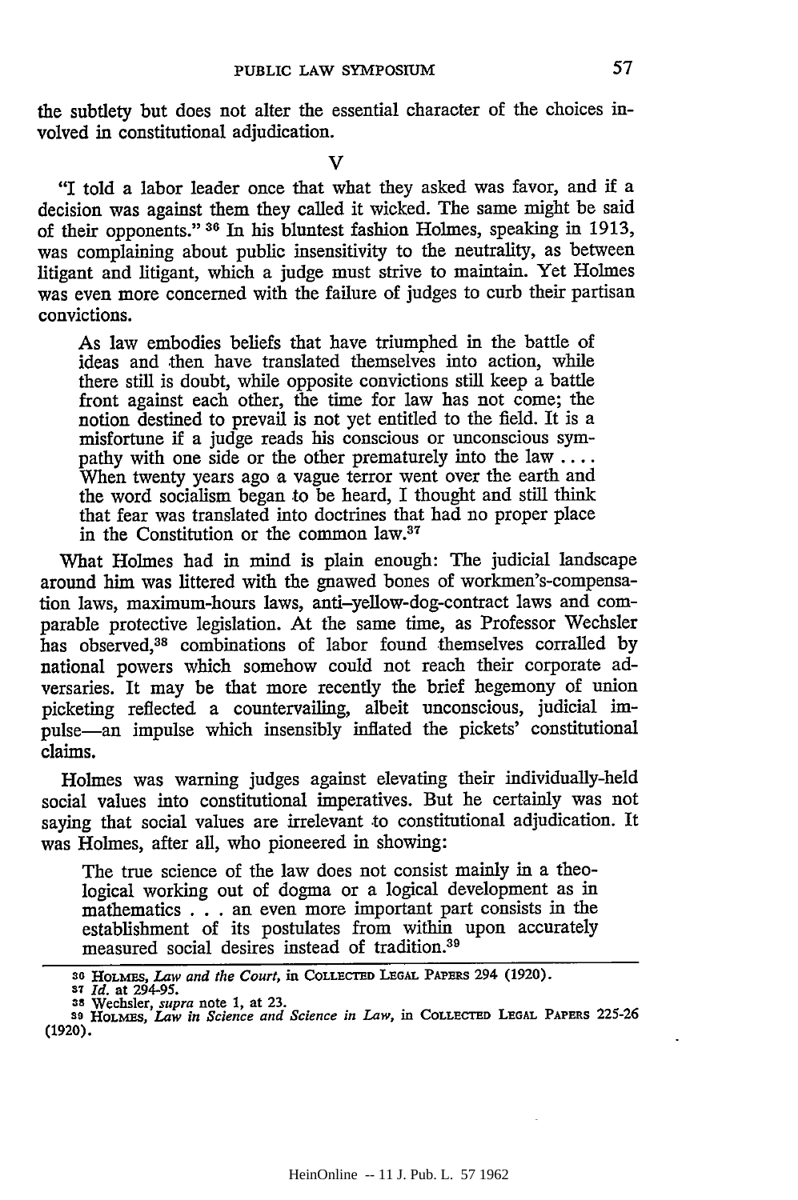the subtlety but does not alter the essential character of the choices involved in constitutional adjudication.

## V

"I told a labor leader once that what they asked was favor, and if a decision was against them they called it wicked. The same might be said of their opponents."[36] In his bluntest fashion Holmes, speaking in 1913, was complaining about public insensitivity to the neutrality, as between litigant and litigant, which a judge must strive to maintain. Yet Holmes was even more concerned with the failure of judges to curb their partisan convictions.

> As law embodies beliefs that have triumphed in the battle of ideas and then have translated themselves into action, while there still is doubt, while opposite convictions still keep a battle front against each other, the time for law has not come; the notion destined to prevail is not yet entitled to the field. It is a misfortune if a judge reads his conscious or unconscious sympathy with one side or the other prematurely into the law .... When twenty years ago a vague terror went over the earth and the word socialism began to be heard, I thought and still think that fear was translated into doctrines that had no proper place in the Constitution or the common law.[37]

What Holmes had in mind is plain enough: The judicial landscape around him was littered with the gnawed bones of workmen's-compensation laws, maximum-hours laws, anti-yellow-dog-contract laws and comparable protective legislation. At the same time, as Professor Wechsler has observed,[38] combinations of labor found themselves corralled by national powers which somehow could not reach their corporate adversaries. It may be that more recently the brief hegemony of union picketing reflected a countervailing, albeit unconscious, judicial impulse—an impulse which insensibly inflated the pickets' constitutional claims.

Holmes was warning judges against elevating their individually-held social values into constitutional imperatives. But he certainly was not saying that social values are irrelevant to constitutional adjudication. It was Holmes, after all, who pioneered in showing:

> The true science of the law does not consist mainly in a theological working out of dogma or a logical development as in mathematics . . . an even more important part consists in the establishment of its postulates from within upon accurately measured social desires instead of tradition.[39]

---

[36] HOLMES, *Law and the Court*, in COLLECTED LEGAL PAPERS 294 (1920).

[37] *Id.* at 294-95.

[38] Wechsler, *supra* note 1, at 23.

[39] HOLMES, *Law in Science and Science in Law*, in COLLECTED LEGAL PAPERS 225-26 (1920).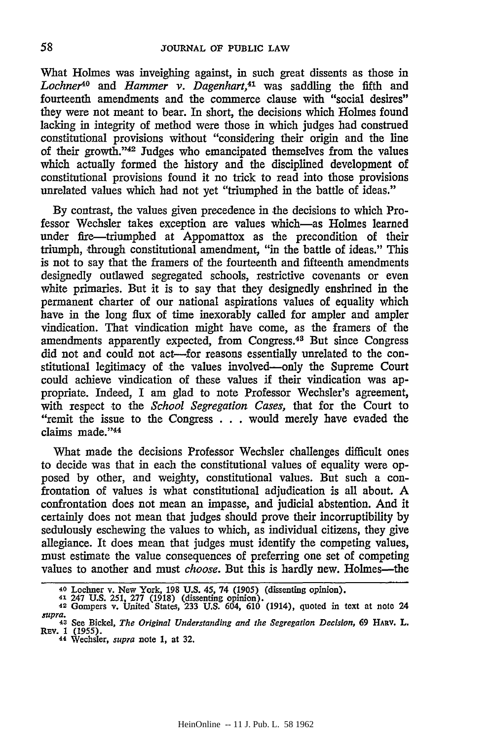What Holmes was inveighing against, in such great dissents as those in *Lochner*[40] and *Hammer v. Dagenhart*,[41] was saddling the fifth and fourteenth amendments and the commerce clause with "social desires" they were not meant to bear. In short, the decisions which Holmes found lacking in integrity of method were those in which judges had construed constitutional provisions without "considering their origin and the line of their growth."[42] Judges who emancipated themselves from the values which actually formed the history and the disciplined development of constitutional provisions found it no trick to read into those provisions unrelated values which had not yet "triumphed in the battle of ideas."

By contrast, the values given precedence in the decisions to which Professor Wechsler takes exception are values which—as Holmes learned under fire—triumphed at Appomattox as the precondition of their triumph, through constitutional amendment, "in the battle of ideas." This is not to say that the framers of the fourteenth and fifteenth amendments designedly outlawed segregated schools, restrictive covenants or even white primaries. But it is to say that they designedly enshrined in the permanent charter of our national aspirations values of equality which have in the long flux of time inexorably called for ampler and ampler vindication. That vindication might have come, as the framers of the amendments apparently expected, from Congress.[43] But since Congress did not and could not act—for reasons essentially unrelated to the constitutional legitimacy of the values involved—only the Supreme Court could achieve vindication of these values if their vindication was appropriate. Indeed, I am glad to note Professor Wechsler's agreement, with respect to the *School Segregation Cases*, that for the Court to "remit the issue to the Congress . . . would merely have evaded the claims made."[44]

What made the decisions Professor Wechsler challenges difficult ones to decide was that in each the constitutional values of equality were opposed by other, and weighty, constitutional values. But such a confrontation of values is what constitutional adjudication is all about. A confrontation does not mean an impasse, and judicial abstention. And it certainly does not mean that judges should prove their incorruptibility by sedulously eschewing the values to which, as individual citizens, they give allegiance. It does mean that judges must identify the competing values, must estimate the value consequences of preferring one set of competing values to another and must *choose*. But this is hardly new. Holmes—the

---

[40] Lochner v. New York, 198 U.S. 45, 74 (1905) (dissenting opinion).

[41] 247 U.S. 251, 277 (1918) (dissenting opinion).

[42] Gompers v. United States, 233 U.S. 604, 610 (1914), quoted in text at note 24 *supra*.

[43] See Bickel, *The Original Understanding and the Segregation Decision*, 69 HARV. L. REV. 1 (1955).

[44] Wechsler, *supra* note 1, at 32.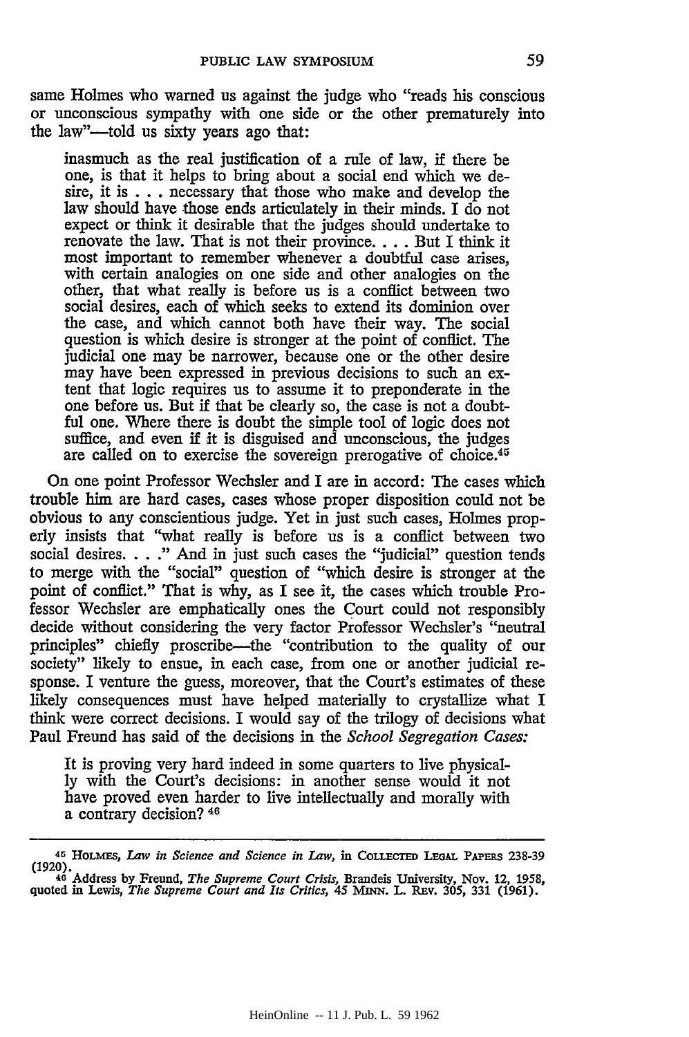same Holmes who warned us against the judge who "reads his conscious or unconscious sympathy with one side or the other prematurely into the law"—told us sixty years ago that:

> inasmuch as the real justification of a rule of law, if there be one, is that it helps to bring about a social end which we desire, it is . . . necessary that those who make and develop the law should have those ends articulately in their minds. I do not expect or think it desirable that the judges should undertake to renovate the law. That is not their province. . . . But I think it most important to remember whenever a doubtful case arises, with certain analogies on one side and other analogies on the other, that what really is before us is a conflict between two social desires, each of which seeks to extend its dominion over the case, and which cannot both have their way. The social question is which desire is stronger at the point of conflict. The judicial one may be narrower, because one or the other desire may have been expressed in previous decisions to such an extent that logic requires us to assume it to preponderate in the one before us. But if that be clearly so, the case is not a doubtful one. Where there is doubt the simple tool of logic does not suffice, and even if it is disguised and unconscious, the judges are called on to exercise the sovereign prerogative of choice.[45]

On one point Professor Wechsler and I are in accord: The cases which trouble him are hard cases, cases whose proper disposition could not be obvious to any conscientious judge. Yet in just such cases, Holmes properly insists that "what really is before us is a conflict between two social desires. . . ." And in just such cases the "judicial" question tends to merge with the "social" question of "which desire is stronger at the point of conflict." That is why, as I see it, the cases which trouble Professor Wechsler are emphatically ones the Court could not responsibly decide without considering the very factor Professor Wechsler's "neutral principles" chiefly proscribe—the "contribution to the quality of our society" likely to ensue, in each case, from one or another judicial response. I venture the guess, moreover, that the Court's estimates of these likely consequences must have helped materially to crystallize what I think were correct decisions. I would say of the trilogy of decisions what Paul Freund has said of the decisions in the *School Segregation Cases:*

> It is proving very hard indeed in some quarters to live physically with the Court's decisions: in another sense would it not have proved even harder to live intellectually and morally with a contrary decision?[46]

---

[45] HOLMES, *Law in Science and Science in Law,* in COLLECTED LEGAL PAPERS 238-39 (1920).

[46] Address by Freund, *The Supreme Court Crisis,* Brandeis University, Nov. 12, 1958, quoted in Lewis, *The Supreme Court and Its Critics,* 45 MINN. L. REV. 305, 331 (1961).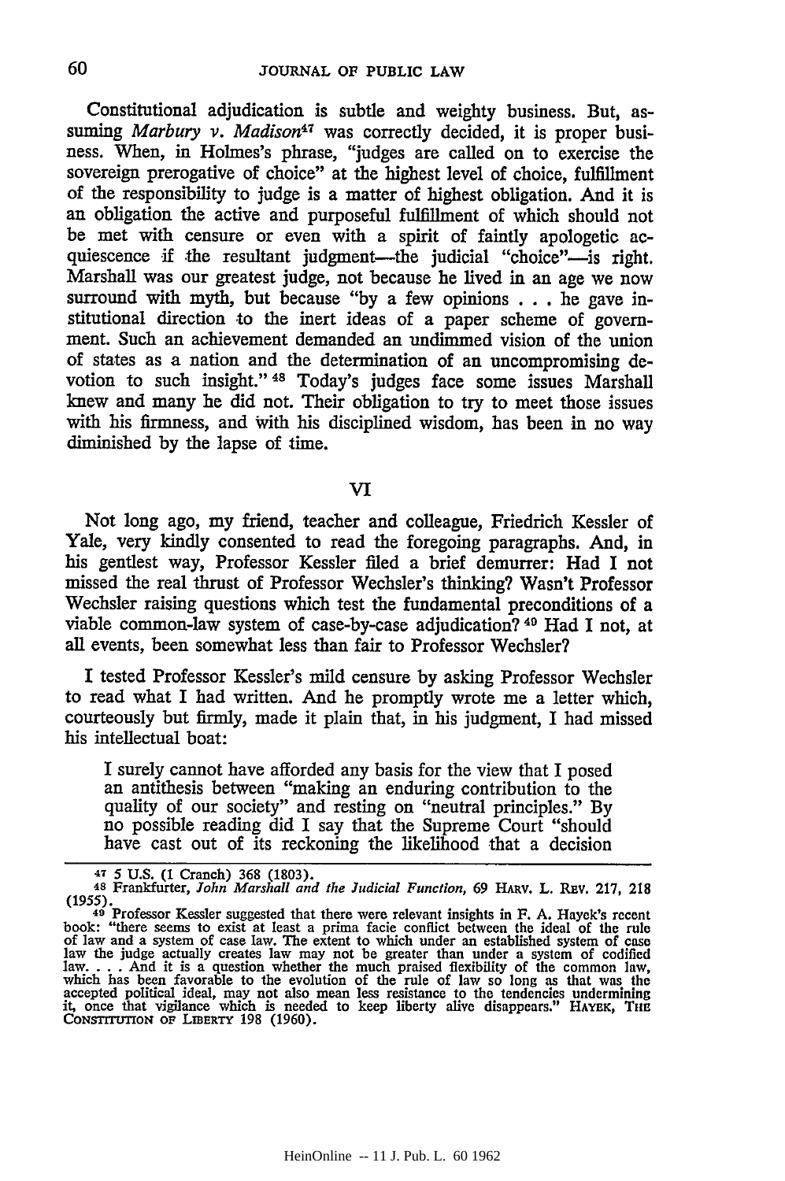Constitutional adjudication is subtle and weighty business. But, assuming *Marbury v. Madison*[47] was correctly decided, it is proper business. When, in Holmes's phrase, "judges are called on to exercise the sovereign prerogative of choice" at the highest level of choice, fulfillment of the responsibility to judge is a matter of highest obligation. And it is an obligation the active and purposeful fulfillment of which should not be met with censure or even with a spirit of faintly apologetic acquiescence if the resultant judgment—the judicial "choice"—is right. Marshall was our greatest judge, not because he lived in an age we now surround with myth, but because "by a few opinions . . . he gave institutional direction to the inert ideas of a paper scheme of government. Such an achievement demanded an undimmed vision of the union of states as a nation and the determination of an uncompromising devotion to such insight."[48] Today's judges face some issues Marshall knew and many he did not. Their obligation to try to meet those issues with his firmness, and with his disciplined wisdom, has been in no way diminished by the lapse of time.

## VI

Not long ago, my friend, teacher and colleague, Friedrich Kessler of Yale, very kindly consented to read the foregoing paragraphs. And, in his gentlest way, Professor Kessler filed a brief demurrer: Had I not missed the real thrust of Professor Wechsler's thinking? Wasn't Professor Wechsler raising questions which test the fundamental preconditions of a viable common-law system of case-by-case adjudication?[49] Had I not, at all events, been somewhat less than fair to Professor Wechsler?

I tested Professor Kessler's mild censure by asking Professor Wechsler to read what I had written. And he promptly wrote me a letter which, courteously but firmly, made it plain that, in his judgment, I had missed his intellectual boat:

> I surely cannot have afforded any basis for the view that I posed an antithesis between "making an enduring contribution to the quality of our society" and resting on "neutral principles." By no possible reading did I say that the Supreme Court "should have cast out of its reckoning the likelihood that a decision

---

[47] 5 U.S. (1 Cranch) 368 (1803).

[48] Frankfurter, *John Marshall and the Judicial Function*, 69 Harv. L. Rev. 217, 218 (1955).

[49] Professor Kessler suggested that there were relevant insights in F. A. Hayek's recent book: "there seems to exist at least a prima facie conflict between the ideal of the rule of law and a system of case law. The extent to which under an established system of case law the judge actually creates law may not be greater than under a system of codified law. . . . And it is a question whether the much praised flexibility of the common law, which has been favorable to the evolution of the rule of law so long as that was the accepted political ideal, may not also mean less resistance to the tendencies undermining it, once that vigilance which is needed to keep liberty alive disappears." Hayek, The Constitution of Liberty 198 (1960).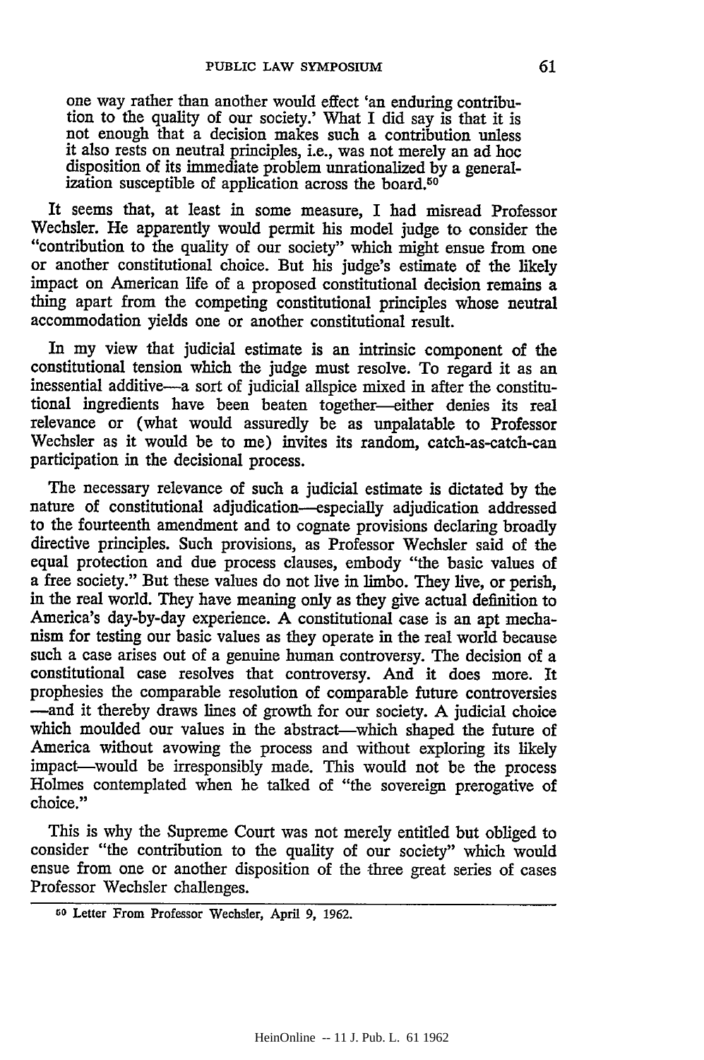> one way rather than another would effect 'an enduring contribution to the quality of our society.' What I did say is that it is not enough that a decision makes such a contribution unless it also rests on neutral principles, i.e., was not merely an ad hoc disposition of its immediate problem unrationalized by a generalization susceptible of application across the board.[50]

It seems that, at least in some measure, I had misread Professor Wechsler. He apparently would permit his model judge to consider the "contribution to the quality of our society" which might ensue from one or another constitutional choice. But his judge's estimate of the likely impact on American life of a proposed constitutional decision remains a thing apart from the competing constitutional principles whose neutral accommodation yields one or another constitutional result.

In my view that judicial estimate is an intrinsic component of the constitutional tension which the judge must resolve. To regard it as an inessential additive—a sort of judicial allspice mixed in after the constitutional ingredients have been beaten together—either denies its real relevance or (what would assuredly be as unpalatable to Professor Wechsler as it would be to me) invites its random, catch-as-catch-can participation in the decisional process.

The necessary relevance of such a judicial estimate is dictated by the nature of constitutional adjudication—especially adjudication addressed to the fourteenth amendment and to cognate provisions declaring broadly directive principles. Such provisions, as Professor Wechsler said of the equal protection and due process clauses, embody "the basic values of a free society." But these values do not live in limbo. They live, or perish, in the real world. They have meaning only as they give actual definition to America's day-by-day experience. A constitutional case is an apt mechanism for testing our basic values as they operate in the real world because such a case arises out of a genuine human controversy. The decision of a constitutional case resolves that controversy. And it does more. It prophesies the comparable resolution of comparable future controversies —and it thereby draws lines of growth for our society. A judicial choice which moulded our values in the abstract—which shaped the future of America without avowing the process and without exploring its likely impact—would be irresponsibly made. This would not be the process Holmes contemplated when he talked of "the sovereign prerogative of choice."

This is why the Supreme Court was not merely entitled but obliged to consider "the contribution to the quality of our society" which would ensue from one or another disposition of the three great series of cases Professor Wechsler challenges.

---

[50] Letter From Professor Wechsler, April 9, 1962.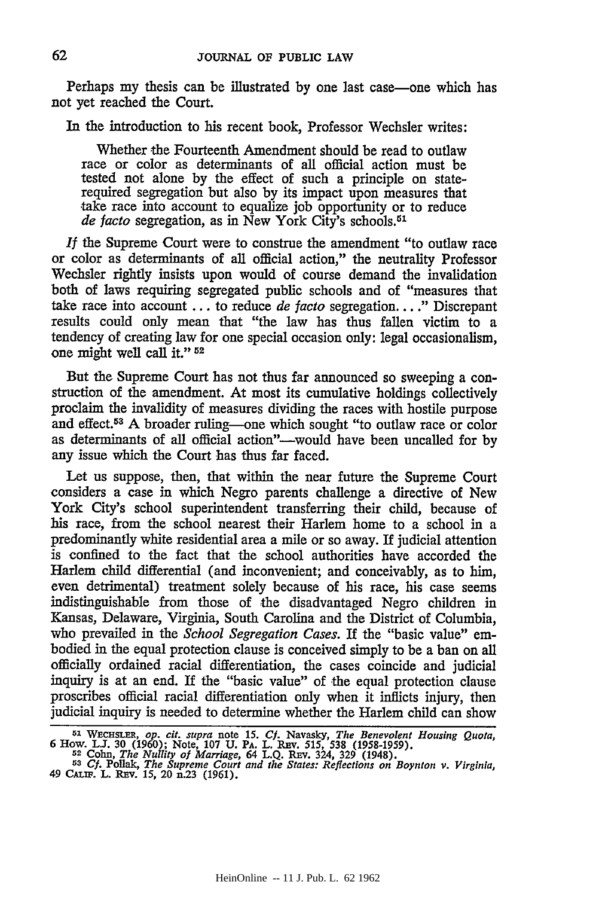Perhaps my thesis can be illustrated by one last case—one which has not yet reached the Court.

In the introduction to his recent book, Professor Wechsler writes:

> Whether the Fourteenth Amendment should be read to outlaw race or color as determinants of all official action must be tested not alone by the effect of such a principle on state-required segregation but also by its impact upon measures that take race into account to equalize job opportunity or to reduce *de facto* segregation, as in New York City's schools.[51]

*If* the Supreme Court were to construe the amendment "to outlaw race or color as determinants of all official action," the neutrality Professor Wechsler rightly insists upon would of course demand the invalidation both of laws requiring segregated public schools and of "measures that take race into account ... to reduce *de facto* segregation. ..." Discrepant results could only mean that "the law has thus fallen victim to a tendency of creating law for one special occasion only: legal occasionalism, one might well call it."[52]

But the Supreme Court has not thus far announced so sweeping a construction of the amendment. At most its cumulative holdings collectively proclaim the invalidity of measures dividing the races with hostile purpose and effect.[53] A broader ruling—one which sought "to outlaw race or color as determinants of all official action"—would have been uncalled for by any issue which the Court has thus far faced.

Let us suppose, then, that within the near future the Supreme Court considers a case in which Negro parents challenge a directive of New York City's school superintendent transferring their child, because of his race, from the school nearest their Harlem home to a school in a predominantly white residential area a mile or so away. If judicial attention is confined to the fact that the school authorities have accorded the Harlem child differential (and inconvenient; and conceivably, as to him, even detrimental) treatment solely because of his race, his case seems indistinguishable from those of the disadvantaged Negro children in Kansas, Delaware, Virginia, South Carolina and the District of Columbia, who prevailed in the *School Segregation Cases*. If the "basic value" embodied in the equal protection clause is conceived simply to be a ban on all officially ordained racial differentiation, the cases coincide and judicial inquiry is at an end. If the "basic value" of the equal protection clause proscribes official racial differentiation only when it inflicts injury, then judicial inquiry is needed to determine whether the Harlem child can show

---

[51] WECHSLER, *op. cit. supra* note 15. *Cf.* Navasky, *The Benevolent Housing Quota*, 6 How. L.J. 30 (1960); Note, 107 U. PA. L. REV. 515, 538 (1958-1959).

[52] Cohn, *The Nullity of Marriage*, 64 L.Q. REV. 324, 329 (1948).

[53] *Cf.* Pollak, *The Supreme Court and the States: Reflections on Boynton v. Virginia*, 49 CALIF. L. REV. 15, 20 n.23 (1961).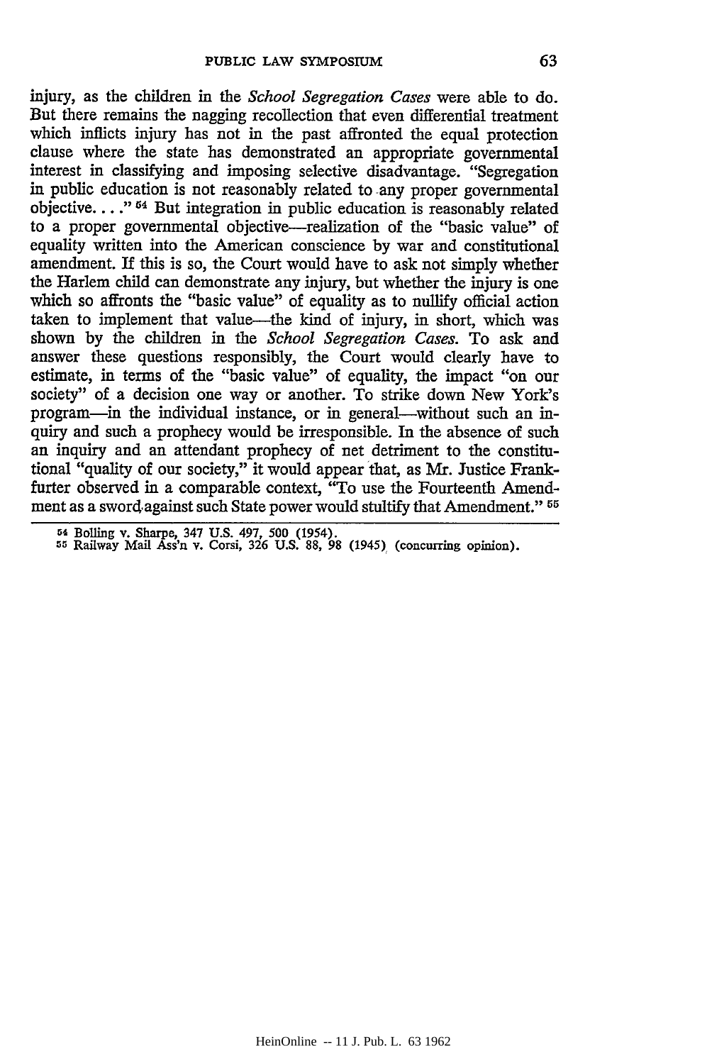injury, as the children in the *School Segregation Cases* were able to do. But there remains the nagging recollection that even differential treatment which inflicts injury has not in the past affronted the equal protection clause where the state has demonstrated an appropriate governmental interest in classifying and imposing selective disadvantage. "Segregation in public education is not reasonably related to any proper governmental objective. . . ."[54] But integration in public education is reasonably related to a proper governmental objective—realization of the "basic value" of equality written into the American conscience by war and constitutional amendment. If this is so, the Court would have to ask not simply whether the Harlem child can demonstrate any injury, but whether the injury is one which so affronts the "basic value" of equality as to nullify official action taken to implement that value—the kind of injury, in short, which was shown by the children in the *School Segregation Cases*. To ask and answer these questions responsibly, the Court would clearly have to estimate, in terms of the "basic value" of equality, the impact "on our society" of a decision one way or another. To strike down New York's program—in the individual instance, or in general—without such an inquiry and such a prophecy would be irresponsible. In the absence of such an inquiry and an attendant prophecy of net detriment to the constitutional "quality of our society," it would appear that, as Mr. Justice Frankfurter observed in a comparable context, "To use the Fourteenth Amendment as a sword against such State power would stultify that Amendment."[55]

---

[54] Bolling v. Sharpe, 347 U.S. 497, 500 (1954).
[55] Railway Mail Ass'n v. Corsi, 326 U.S. 88, 98 (1945) (concurring opinion).